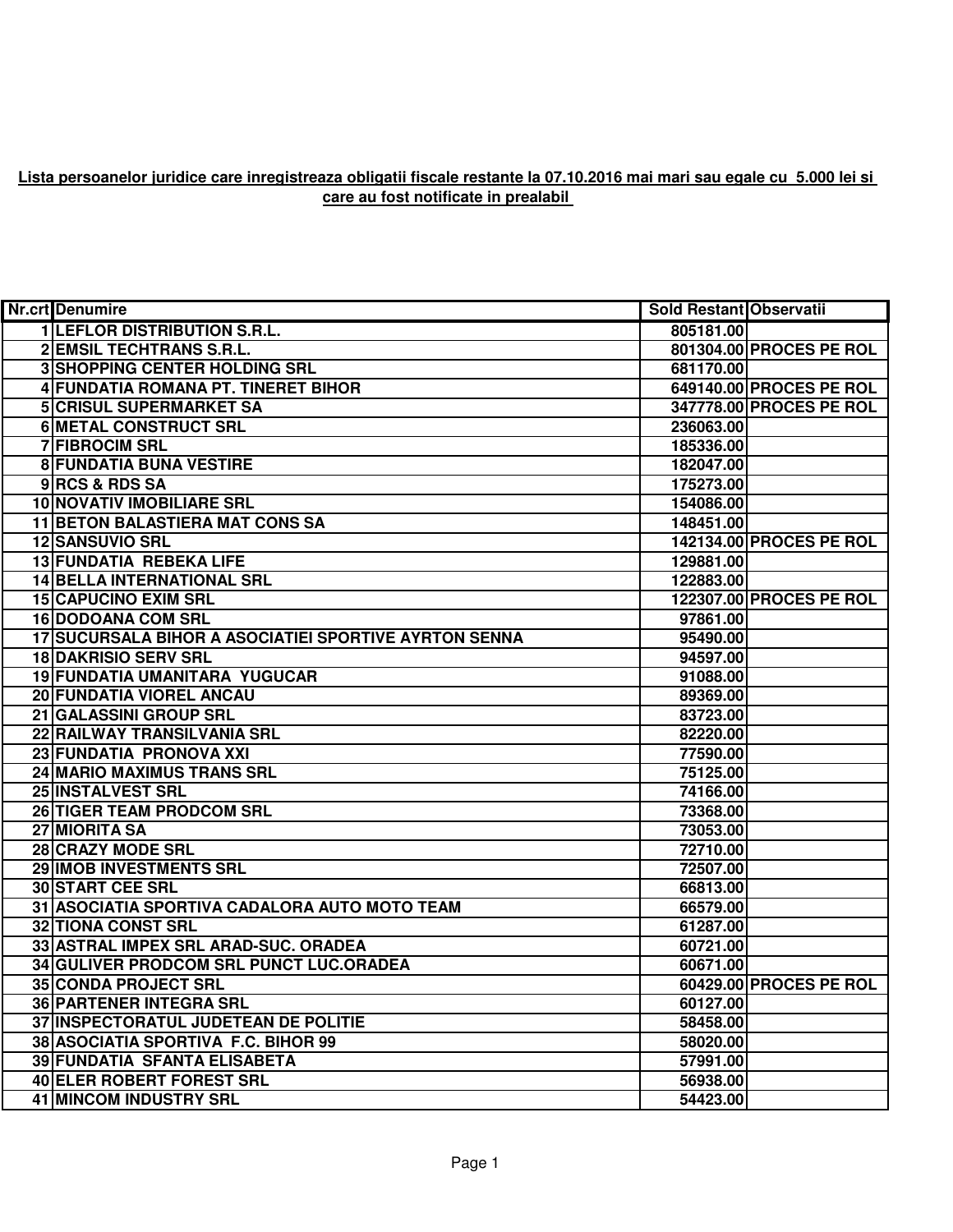**Lista persoanelor juridice care inregistreaza obligatii fiscale restante la 07.10.2016 mai mari sau egale cu 5.000 lei si care au fost notificate in prealabil**

| Nr.crt | Denumire | Sold Restant | Observatii |
|---|---|---|---|
| 1 | LEFLOR DISTRIBUTION S.R.L. | 805181.00 | |
| 2 | EMSIL TECHTRANS S.R.L. | 801304.00 | PROCES PE ROL |
| 3 | SHOPPING CENTER HOLDING SRL | 681170.00 | |
| 4 | FUNDATIA ROMANA PT. TINERET BIHOR | 649140.00 | PROCES PE ROL |
| 5 | CRISUL SUPERMARKET SA | 347778.00 | PROCES PE ROL |
| 6 | METAL CONSTRUCT SRL | 236063.00 | |
| 7 | FIBROCIM SRL | 185336.00 | |
| 8 | FUNDATIA BUNA VESTIRE | 182047.00 | |
| 9 | RCS & RDS SA | 175273.00 | |
| 10 | NOVATIV IMOBILIARE SRL | 154086.00 | |
| 11 | BETON BALASTIERA MAT CONS SA | 148451.00 | |
| 12 | SANSUVIO SRL | 142134.00 | PROCES PE ROL |
| 13 | FUNDATIA REBEKA LIFE | 129881.00 | |
| 14 | BELLA INTERNATIONAL SRL | 122883.00 | |
| 15 | CAPUCINO EXIM SRL | 122307.00 | PROCES PE ROL |
| 16 | DODOANA COM SRL | 97861.00 | |
| 17 | SUCURSALA BIHOR A ASOCIATIEI SPORTIVE AYRTON SENNA | 95490.00 | |
| 18 | DAKRISIO SERV SRL | 94597.00 | |
| 19 | FUNDATIA UMANITARA YUGUCAR | 91088.00 | |
| 20 | FUNDATIA VIOREL ANCAU | 89369.00 | |
| 21 | GALASSINI GROUP SRL | 83723.00 | |
| 22 | RAILWAY TRANSILVANIA SRL | 82220.00 | |
| 23 | FUNDATIA PRONOVA XXI | 77590.00 | |
| 24 | MARIO MAXIMUS TRANS SRL | 75125.00 | |
| 25 | INSTALVEST SRL | 74166.00 | |
| 26 | TIGER TEAM PRODCOM SRL | 73368.00 | |
| 27 | MIORITA SA | 73053.00 | |
| 28 | CRAZY MODE SRL | 72710.00 | |
| 29 | IMOB INVESTMENTS SRL | 72507.00 | |
| 30 | START CEE SRL | 66813.00 | |
| 31 | ASOCIATIA SPORTIVA CADALORA AUTO MOTO TEAM | 66579.00 | |
| 32 | TIONA CONST SRL | 61287.00 | |
| 33 | ASTRAL IMPEX SRL ARAD-SUC. ORADEA | 60721.00 | |
| 34 | GULIVER PRODCOM SRL PUNCT LUC.ORADEA | 60671.00 | |
| 35 | CONDA PROJECT SRL | 60429.00 | PROCES PE ROL |
| 36 | PARTENER INTEGRA SRL | 60127.00 | |
| 37 | INSPECTORATUL JUDETEAN DE POLITIE | 58458.00 | |
| 38 | ASOCIATIA SPORTIVA F.C. BIHOR 99 | 58020.00 | |
| 39 | FUNDATIA SFANTA ELISABETA | 57991.00 | |
| 40 | ELER ROBERT FOREST SRL | 56938.00 | |
| 41 | MINCOM INDUSTRY SRL | 54423.00 | |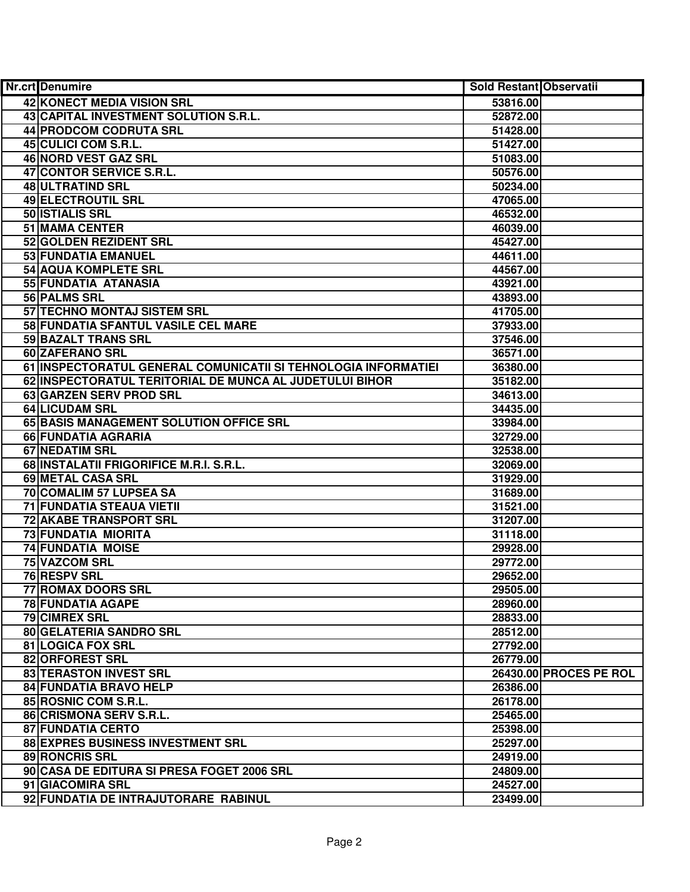| Nr.crt | Denumire | Sold Restant | Observatii |
| --- | --- | --- | --- |
| 42 | KONECT MEDIA VISION SRL | 53816.00 | |
| 43 | CAPITAL INVESTMENT SOLUTION S.R.L. | 52872.00 | |
| 44 | PRODCOM CODRUTA SRL | 51428.00 | |
| 45 | CULICI COM S.R.L. | 51427.00 | |
| 46 | NORD VEST GAZ SRL | 51083.00 | |
| 47 | CONTOR SERVICE S.R.L. | 50576.00 | |
| 48 | ULTRATIND SRL | 50234.00 | |
| 49 | ELECTROUTIL SRL | 47065.00 | |
| 50 | ISTIALIS SRL | 46532.00 | |
| 51 | MAMA CENTER | 46039.00 | |
| 52 | GOLDEN REZIDENT SRL | 45427.00 | |
| 53 | FUNDATIA EMANUEL | 44611.00 | |
| 54 | AQUA KOMPLETE SRL | 44567.00 | |
| 55 | FUNDATIA ATANASIA | 43921.00 | |
| 56 | PALMS SRL | 43893.00 | |
| 57 | TECHNO MONTAJ SISTEM SRL | 41705.00 | |
| 58 | FUNDATIA SFANTUL VASILE CEL MARE | 37933.00 | |
| 59 | BAZALT TRANS SRL | 37546.00 | |
| 60 | ZAFERANO SRL | 36571.00 | |
| 61 | INSPECTORATUL GENERAL COMUNICATII SI TEHNOLOGIA INFORMATIEI | 36380.00 | |
| 62 | INSPECTORATUL TERITORIAL DE MUNCA AL JUDETULUI BIHOR | 35182.00 | |
| 63 | GARZEN SERV PROD SRL | 34613.00 | |
| 64 | LICUDAM SRL | 34435.00 | |
| 65 | BASIS MANAGEMENT SOLUTION OFFICE SRL | 33984.00 | |
| 66 | FUNDATIA AGRARIA | 32729.00 | |
| 67 | NEDATIM SRL | 32538.00 | |
| 68 | INSTALATII FRIGORIFICE M.R.I. S.R.L. | 32069.00 | |
| 69 | METAL CASA SRL | 31929.00 | |
| 70 | COMALIM 57 LUPSEA SA | 31689.00 | |
| 71 | FUNDATIA STEAUA VIETII | 31521.00 | |
| 72 | AKABE TRANSPORT SRL | 31207.00 | |
| 73 | FUNDATIA MIORITA | 31118.00 | |
| 74 | FUNDATIA MOISE | 29928.00 | |
| 75 | VAZCOM SRL | 29772.00 | |
| 76 | RESPV SRL | 29652.00 | |
| 77 | ROMAX DOORS SRL | 29505.00 | |
| 78 | FUNDATIA AGAPE | 28960.00 | |
| 79 | CIMREX SRL | 28833.00 | |
| 80 | GELATERIA SANDRO SRL | 28512.00 | |
| 81 | LOGICA FOX SRL | 27792.00 | |
| 82 | ORFOREST SRL | 26779.00 | |
| 83 | TERASTON INVEST SRL | 26430.00 | PROCES PE ROL |
| 84 | FUNDATIA BRAVO HELP | 26386.00 | |
| 85 | ROSNIC COM S.R.L. | 26178.00 | |
| 86 | CRISMONA SERV S.R.L. | 25465.00 | |
| 87 | FUNDATIA CERTO | 25398.00 | |
| 88 | EXPRES BUSINESS INVESTMENT SRL | 25297.00 | |
| 89 | RONCRIS SRL | 24919.00 | |
| 90 | CASA DE EDITURA SI PRESA FOGET 2006 SRL | 24809.00 | |
| 91 | GIACOMIRA SRL | 24527.00 | |
| 92 | FUNDATIA DE INTRAJUTORARE RABINUL | 23499.00 | |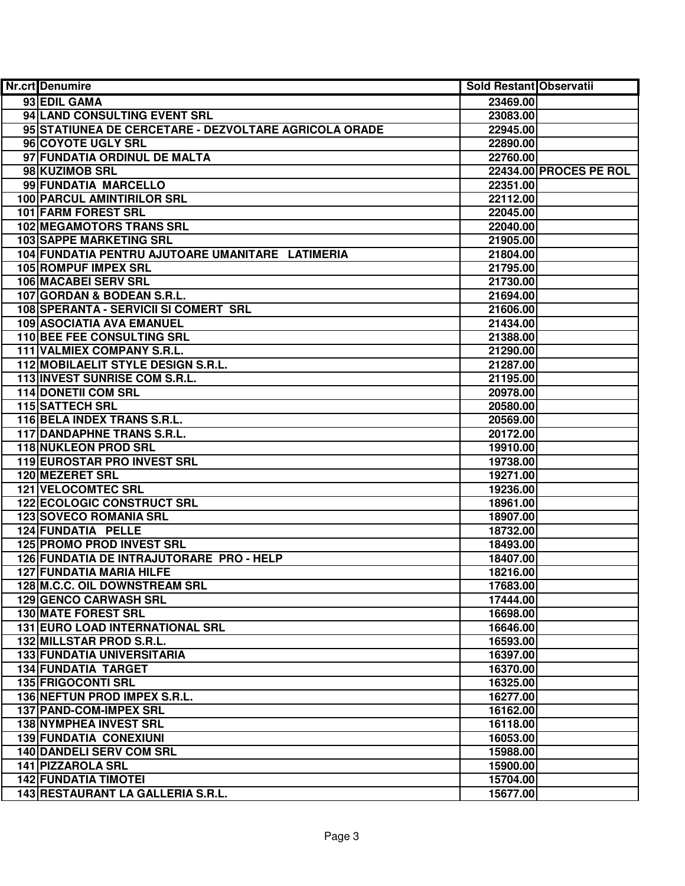| Nr.crt | Denumire | Sold Restant | Observatii |
|---|---|---|---|
| 93 | EDIL GAMA | 23469.00 | |
| 94 | LAND CONSULTING EVENT SRL | 23083.00 | |
| 95 | STATIUNEA DE CERCETARE - DEZVOLTARE AGRICOLA ORADE | 22945.00 | |
| 96 | COYOTE UGLY SRL | 22890.00 | |
| 97 | FUNDATIA ORDINUL DE MALTA | 22760.00 | |
| 98 | KUZIMOB SRL | 22434.00 | PROCES PE ROL |
| 99 | FUNDATIA MARCELLO | 22351.00 | |
| 100 | PARCUL AMINTIRILOR SRL | 22112.00 | |
| 101 | FARM FOREST SRL | 22045.00 | |
| 102 | MEGAMOTORS TRANS SRL | 22040.00 | |
| 103 | SAPPE MARKETING SRL | 21905.00 | |
| 104 | FUNDATIA PENTRU AJUTOARE UMANITARE LATIMERIA | 21804.00 | |
| 105 | ROMPUF IMPEX SRL | 21795.00 | |
| 106 | MACABEI SERV SRL | 21730.00 | |
| 107 | GORDAN & BODEAN S.R.L. | 21694.00 | |
| 108 | SPERANTA - SERVICII SI COMERT SRL | 21606.00 | |
| 109 | ASOCIATIA AVA EMANUEL | 21434.00 | |
| 110 | BEE FEE CONSULTING SRL | 21388.00 | |
| 111 | VALMIEX COMPANY S.R.L. | 21290.00 | |
| 112 | MOBILAELIT STYLE DESIGN S.R.L. | 21287.00 | |
| 113 | INVEST SUNRISE COM S.R.L. | 21195.00 | |
| 114 | DONETII COM SRL | 20978.00 | |
| 115 | SATTECH SRL | 20580.00 | |
| 116 | BELA INDEX TRANS S.R.L. | 20569.00 | |
| 117 | DANDAPHNE TRANS S.R.L. | 20172.00 | |
| 118 | NUKLEON PROD SRL | 19910.00 | |
| 119 | EUROSTAR PRO INVEST SRL | 19738.00 | |
| 120 | MEZERET SRL | 19271.00 | |
| 121 | VELOCOMTEC SRL | 19236.00 | |
| 122 | ECOLOGIC CONSTRUCT SRL | 18961.00 | |
| 123 | SOVECO ROMANIA SRL | 18907.00 | |
| 124 | FUNDATIA PELLE | 18732.00 | |
| 125 | PROMO PROD INVEST SRL | 18493.00 | |
| 126 | FUNDATIA DE INTRAJUTORARE PRO - HELP | 18407.00 | |
| 127 | FUNDATIA MARIA HILFE | 18216.00 | |
| 128 | M.C.C. OIL DOWNSTREAM SRL | 17683.00 | |
| 129 | GENCO CARWASH SRL | 17444.00 | |
| 130 | MATE FOREST SRL | 16698.00 | |
| 131 | EURO LOAD INTERNATIONAL SRL | 16646.00 | |
| 132 | MILLSTAR PROD S.R.L. | 16593.00 | |
| 133 | FUNDATIA UNIVERSITARIA | 16397.00 | |
| 134 | FUNDATIA TARGET | 16370.00 | |
| 135 | FRIGOCONTI SRL | 16325.00 | |
| 136 | NEFTUN PROD IMPEX S.R.L. | 16277.00 | |
| 137 | PAND-COM-IMPEX SRL | 16162.00 | |
| 138 | NYMPHEA INVEST SRL | 16118.00 | |
| 139 | FUNDATIA CONEXIUNI | 16053.00 | |
| 140 | DANDELI SERV COM SRL | 15988.00 | |
| 141 | PIZZAROLA SRL | 15900.00 | |
| 142 | FUNDATIA TIMOTEI | 15704.00 | |
| 143 | RESTAURANT LA GALLERIA S.R.L. | 15677.00 | |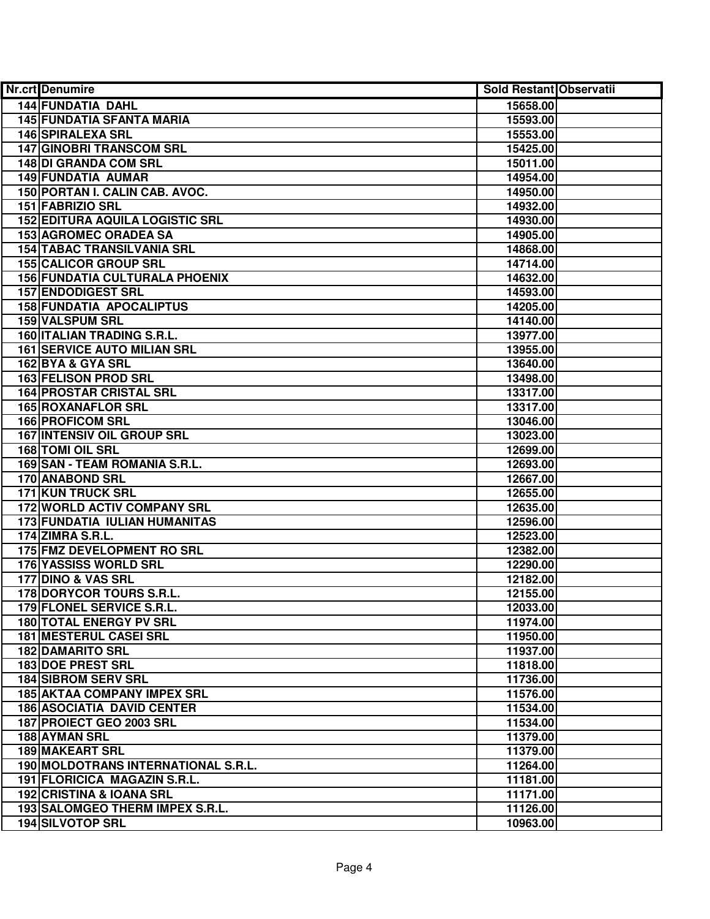| Nr.crt | Denumire | Sold Restant | Observatii |
|---|---|---|---|
| 144 | FUNDATIA DAHL | 15658.00 | |
| 145 | FUNDATIA SFANTA MARIA | 15593.00 | |
| 146 | SPIRALEXA SRL | 15553.00 | |
| 147 | GINOBRI TRANSCOM SRL | 15425.00 | |
| 148 | DI GRANDA COM SRL | 15011.00 | |
| 149 | FUNDATIA AUMAR | 14954.00 | |
| 150 | PORTAN I. CALIN CAB. AVOC. | 14950.00 | |
| 151 | FABRIZIO SRL | 14932.00 | |
| 152 | EDITURA AQUILA LOGISTIC SRL | 14930.00 | |
| 153 | AGROMEC ORADEA SA | 14905.00 | |
| 154 | TABAC TRANSILVANIA SRL | 14868.00 | |
| 155 | CALICOR GROUP SRL | 14714.00 | |
| 156 | FUNDATIA CULTURALA PHOENIX | 14632.00 | |
| 157 | ENDODIGEST SRL | 14593.00 | |
| 158 | FUNDATIA APOCALIPTUS | 14205.00 | |
| 159 | VALSPUM SRL | 14140.00 | |
| 160 | ITALIAN TRADING S.R.L. | 13977.00 | |
| 161 | SERVICE AUTO MILIAN SRL | 13955.00 | |
| 162 | BYA & GYA SRL | 13640.00 | |
| 163 | FELISON PROD SRL | 13498.00 | |
| 164 | PROSTAR CRISTAL SRL | 13317.00 | |
| 165 | ROXANAFLOR SRL | 13317.00 | |
| 166 | PROFICOM SRL | 13046.00 | |
| 167 | INTENSIV OIL GROUP SRL | 13023.00 | |
| 168 | TOMI OIL SRL | 12699.00 | |
| 169 | SAN - TEAM ROMANIA S.R.L. | 12693.00 | |
| 170 | ANABOND SRL | 12667.00 | |
| 171 | KUN TRUCK SRL | 12655.00 | |
| 172 | WORLD ACTIV COMPANY SRL | 12635.00 | |
| 173 | FUNDATIA IULIAN HUMANITAS | 12596.00 | |
| 174 | ZIMRA S.R.L. | 12523.00 | |
| 175 | FMZ DEVELOPMENT RO SRL | 12382.00 | |
| 176 | YASSISS WORLD SRL | 12290.00 | |
| 177 | DINO & VAS SRL | 12182.00 | |
| 178 | DORYCOR TOURS S.R.L. | 12155.00 | |
| 179 | FLONEL SERVICE S.R.L. | 12033.00 | |
| 180 | TOTAL ENERGY PV SRL | 11974.00 | |
| 181 | MESTERUL CASEI SRL | 11950.00 | |
| 182 | DAMARITO SRL | 11937.00 | |
| 183 | DOE PREST SRL | 11818.00 | |
| 184 | SIBROM SERV SRL | 11736.00 | |
| 185 | AKTAA COMPANY IMPEX SRL | 11576.00 | |
| 186 | ASOCIATIA DAVID CENTER | 11534.00 | |
| 187 | PROIECT GEO 2003 SRL | 11534.00 | |
| 188 | AYMAN SRL | 11379.00 | |
| 189 | MAKEART SRL | 11379.00 | |
| 190 | MOLDOTRANS INTERNATIONAL S.R.L. | 11264.00 | |
| 191 | FLORICICA MAGAZIN S.R.L. | 11181.00 | |
| 192 | CRISTINA & IOANA SRL | 11171.00 | |
| 193 | SALOMGEO THERM IMPEX S.R.L. | 11126.00 | |
| 194 | SILVOTOP SRL | 10963.00 | |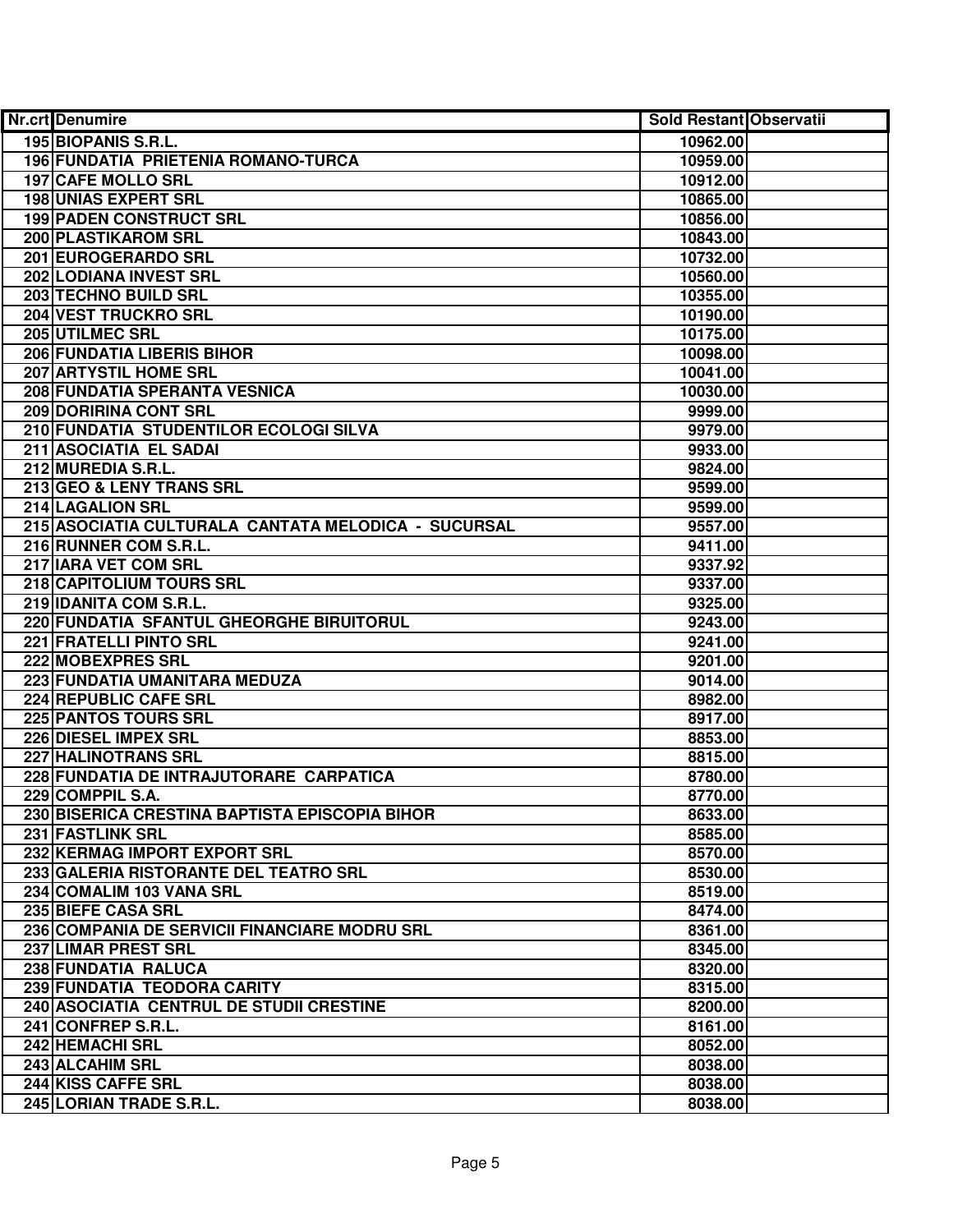| Nr.crt | Denumire | Sold Restant | Observatii |
|---|---|---|---|
| 195 | BIOPANIS S.R.L. | 10962.00 | |
| 196 | FUNDATIA PRIETENIA ROMANO-TURCA | 10959.00 | |
| 197 | CAFE MOLLO SRL | 10912.00 | |
| 198 | UNIAS EXPERT SRL | 10865.00 | |
| 199 | PADEN CONSTRUCT SRL | 10856.00 | |
| 200 | PLASTIKAROM SRL | 10843.00 | |
| 201 | EUROGERARDO SRL | 10732.00 | |
| 202 | LODIANA INVEST SRL | 10560.00 | |
| 203 | TECHNO BUILD SRL | 10355.00 | |
| 204 | VEST TRUCKRO SRL | 10190.00 | |
| 205 | UTILMEC SRL | 10175.00 | |
| 206 | FUNDATIA LIBERIS BIHOR | 10098.00 | |
| 207 | ARTYSTIL HOME SRL | 10041.00 | |
| 208 | FUNDATIA SPERANTA VESNICA | 10030.00 | |
| 209 | DORIRINA CONT SRL | 9999.00 | |
| 210 | FUNDATIA STUDENTILOR ECOLOGI SILVA | 9979.00 | |
| 211 | ASOCIATIA EL SADAI | 9933.00 | |
| 212 | MUREDIA S.R.L. | 9824.00 | |
| 213 | GEO & LENY TRANS SRL | 9599.00 | |
| 214 | LAGALION SRL | 9599.00 | |
| 215 | ASOCIATIA CULTURALA CANTATA MELODICA - SUCURSAL | 9557.00 | |
| 216 | RUNNER COM S.R.L. | 9411.00 | |
| 217 | IARA VET COM SRL | 9337.92 | |
| 218 | CAPITOLIUM TOURS SRL | 9337.00 | |
| 219 | IDANITA COM S.R.L. | 9325.00 | |
| 220 | FUNDATIA SFANTUL GHEORGHE BIRUITORUL | 9243.00 | |
| 221 | FRATELLI PINTO SRL | 9241.00 | |
| 222 | MOBEXPRES SRL | 9201.00 | |
| 223 | FUNDATIA UMANITARA MEDUZA | 9014.00 | |
| 224 | REPUBLIC CAFE SRL | 8982.00 | |
| 225 | PANTOS TOURS SRL | 8917.00 | |
| 226 | DIESEL IMPEX SRL | 8853.00 | |
| 227 | HALINOTRANS SRL | 8815.00 | |
| 228 | FUNDATIA DE INTRAJUTORARE CARPATICA | 8780.00 | |
| 229 | COMPPIL S.A. | 8770.00 | |
| 230 | BISERICA CRESTINA BAPTISTA EPISCOPIA BIHOR | 8633.00 | |
| 231 | FASTLINK SRL | 8585.00 | |
| 232 | KERMAG IMPORT EXPORT SRL | 8570.00 | |
| 233 | GALERIA RISTORANTE DEL TEATRO SRL | 8530.00 | |
| 234 | COMALIM 103 VANA SRL | 8519.00 | |
| 235 | BIEFE CASA SRL | 8474.00 | |
| 236 | COMPANIA DE SERVICII FINANCIARE MODRU SRL | 8361.00 | |
| 237 | LIMAR PREST SRL | 8345.00 | |
| 238 | FUNDATIA RALUCA | 8320.00 | |
| 239 | FUNDATIA TEODORA CARITY | 8315.00 | |
| 240 | ASOCIATIA CENTRUL DE STUDII CRESTINE | 8200.00 | |
| 241 | CONFREP S.R.L. | 8161.00 | |
| 242 | HEMACHI SRL | 8052.00 | |
| 243 | ALCAHIM SRL | 8038.00 | |
| 244 | KISS CAFFE SRL | 8038.00 | |
| 245 | LORIAN TRADE S.R.L. | 8038.00 | |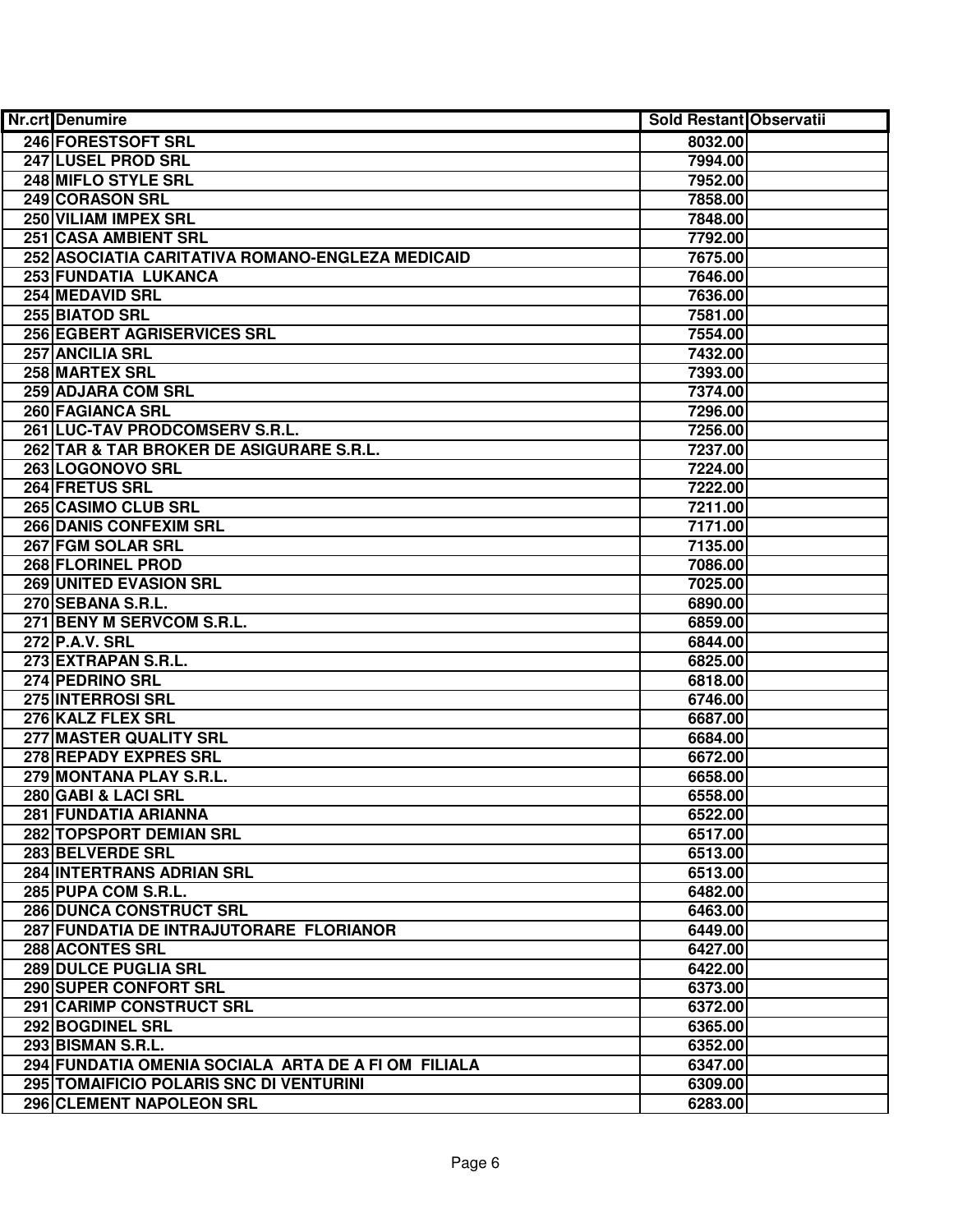| Nr.crt | Denumire | Sold Restant | Observatii |
|---|---|---|---|
| 246 | FORESTSOFT SRL | 8032.00 | |
| 247 | LUSEL PROD SRL | 7994.00 | |
| 248 | MIFLO STYLE SRL | 7952.00 | |
| 249 | CORASON SRL | 7858.00 | |
| 250 | VILIAM IMPEX SRL | 7848.00 | |
| 251 | CASA AMBIENT SRL | 7792.00 | |
| 252 | ASOCIATIA CARITATIVA ROMANO-ENGLEZA MEDICAID | 7675.00 | |
| 253 | FUNDATIA LUKANCA | 7646.00 | |
| 254 | MEDAVID SRL | 7636.00 | |
| 255 | BIATOD SRL | 7581.00 | |
| 256 | EGBERT AGRISERVICES SRL | 7554.00 | |
| 257 | ANCILIA SRL | 7432.00 | |
| 258 | MARTEX SRL | 7393.00 | |
| 259 | ADJARA COM SRL | 7374.00 | |
| 260 | FAGIANCA SRL | 7296.00 | |
| 261 | LUC-TAV PRODCOMSERV S.R.L. | 7256.00 | |
| 262 | TAR & TAR BROKER DE ASIGURARE S.R.L. | 7237.00 | |
| 263 | LOGONOVO SRL | 7224.00 | |
| 264 | FRETUS SRL | 7222.00 | |
| 265 | CASIMO CLUB SRL | 7211.00 | |
| 266 | DANIS CONFEXIM SRL | 7171.00 | |
| 267 | FGM SOLAR SRL | 7135.00 | |
| 268 | FLORINEL PROD | 7086.00 | |
| 269 | UNITED EVASION SRL | 7025.00 | |
| 270 | SEBANA S.R.L. | 6890.00 | |
| 271 | BENY M SERVCOM S.R.L. | 6859.00 | |
| 272 | P.A.V. SRL | 6844.00 | |
| 273 | EXTRAPAN S.R.L. | 6825.00 | |
| 274 | PEDRINO SRL | 6818.00 | |
| 275 | INTERROSI SRL | 6746.00 | |
| 276 | KALZ FLEX SRL | 6687.00 | |
| 277 | MASTER QUALITY SRL | 6684.00 | |
| 278 | REPADY EXPRES SRL | 6672.00 | |
| 279 | MONTANA PLAY S.R.L. | 6658.00 | |
| 280 | GABI & LACI SRL | 6558.00 | |
| 281 | FUNDATIA ARIANNA | 6522.00 | |
| 282 | TOPSPORT DEMIAN SRL | 6517.00 | |
| 283 | BELVERDE SRL | 6513.00 | |
| 284 | INTERTRANS ADRIAN SRL | 6513.00 | |
| 285 | PUPA COM S.R.L. | 6482.00 | |
| 286 | DUNCA CONSTRUCT SRL | 6463.00 | |
| 287 | FUNDATIA DE INTRAJUTORARE FLORIANOR | 6449.00 | |
| 288 | ACONTES SRL | 6427.00 | |
| 289 | DULCE PUGLIA SRL | 6422.00 | |
| 290 | SUPER CONFORT SRL | 6373.00 | |
| 291 | CARIMP CONSTRUCT SRL | 6372.00 | |
| 292 | BOGDINEL SRL | 6365.00 | |
| 293 | BISMAN S.R.L. | 6352.00 | |
| 294 | FUNDATIA OMENIA SOCIALA ARTA DE A FI OM FILIALA | 6347.00 | |
| 295 | TOMAIFICIO POLARIS SNC DI VENTURINI | 6309.00 | |
| 296 | CLEMENT NAPOLEON SRL | 6283.00 | |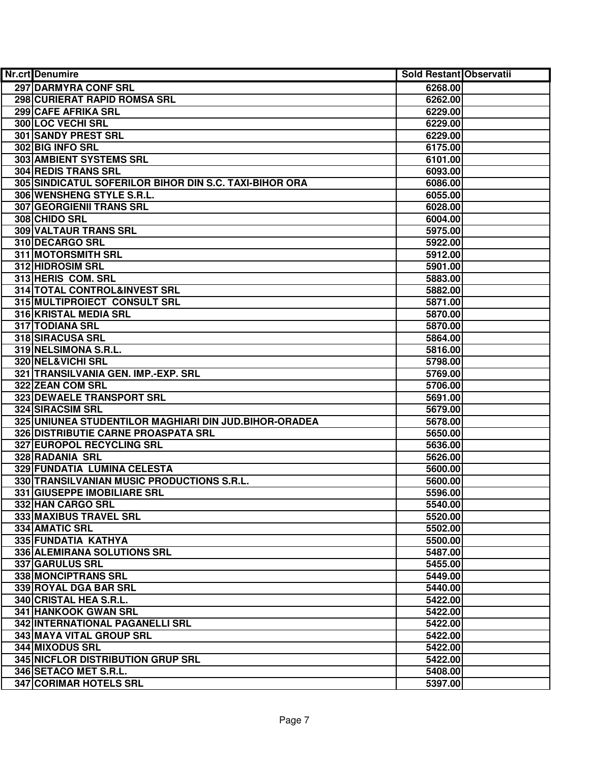| Nr.crt | Denumire | Sold Restant | Observatii |
|---|---|---|---|
| 297 | DARMYRA CONF SRL | 6268.00 | |
| 298 | CURIERAT RAPID ROMSA SRL | 6262.00 | |
| 299 | CAFE AFRIKA SRL | 6229.00 | |
| 300 | LOC VECHI SRL | 6229.00 | |
| 301 | SANDY PREST SRL | 6229.00 | |
| 302 | BIG INFO SRL | 6175.00 | |
| 303 | AMBIENT SYSTEMS SRL | 6101.00 | |
| 304 | REDIS TRANS SRL | 6093.00 | |
| 305 | SINDICATUL SOFERILOR BIHOR DIN S.C. TAXI-BIHOR ORA | 6086.00 | |
| 306 | WENSHENG STYLE S.R.L. | 6055.00 | |
| 307 | GEORGIENII TRANS SRL | 6028.00 | |
| 308 | CHIDO SRL | 6004.00 | |
| 309 | VALTAUR TRANS SRL | 5975.00 | |
| 310 | DECARGO SRL | 5922.00 | |
| 311 | MOTORSMITH SRL | 5912.00 | |
| 312 | HIDROSIM SRL | 5901.00 | |
| 313 | HERIS COM. SRL | 5883.00 | |
| 314 | TOTAL CONTROL&INVEST SRL | 5882.00 | |
| 315 | MULTIPROIECT CONSULT SRL | 5871.00 | |
| 316 | KRISTAL MEDIA SRL | 5870.00 | |
| 317 | TODIANA SRL | 5870.00 | |
| 318 | SIRACUSA SRL | 5864.00 | |
| 319 | NELSIMONA S.R.L. | 5816.00 | |
| 320 | NEL&VICHI SRL | 5798.00 | |
| 321 | TRANSILVANIA GEN. IMP.-EXP. SRL | 5769.00 | |
| 322 | ZEAN COM SRL | 5706.00 | |
| 323 | DEWAELE TRANSPORT SRL | 5691.00 | |
| 324 | SIRACSIM SRL | 5679.00 | |
| 325 | UNIUNEA STUDENTILOR MAGHIARI DIN JUD.BIHOR-ORADEA | 5678.00 | |
| 326 | DISTRIBUTIE CARNE PROASPATA SRL | 5650.00 | |
| 327 | EUROPOL RECYCLING SRL | 5636.00 | |
| 328 | RADANIA SRL | 5626.00 | |
| 329 | FUNDATIA LUMINA CELESTA | 5600.00 | |
| 330 | TRANSILVANIAN MUSIC PRODUCTIONS S.R.L. | 5600.00 | |
| 331 | GIUSEPPE IMOBILIARE SRL | 5596.00 | |
| 332 | HAN CARGO SRL | 5540.00 | |
| 333 | MAXIBUS TRAVEL SRL | 5520.00 | |
| 334 | AMATIC SRL | 5502.00 | |
| 335 | FUNDATIA KATHYA | 5500.00 | |
| 336 | ALEMIRANA SOLUTIONS SRL | 5487.00 | |
| 337 | GARULUS SRL | 5455.00 | |
| 338 | MONCIPTRANS SRL | 5449.00 | |
| 339 | ROYAL DGA BAR SRL | 5440.00 | |
| 340 | CRISTAL HEA S.R.L. | 5422.00 | |
| 341 | HANKOOK GWAN SRL | 5422.00 | |
| 342 | INTERNATIONAL PAGANELLI SRL | 5422.00 | |
| 343 | MAYA VITAL GROUP SRL | 5422.00 | |
| 344 | MIXODUS SRL | 5422.00 | |
| 345 | NICFLOR DISTRIBUTION GRUP SRL | 5422.00 | |
| 346 | SETACO MET S.R.L. | 5408.00 | |
| 347 | CORIMAR HOTELS SRL | 5397.00 | |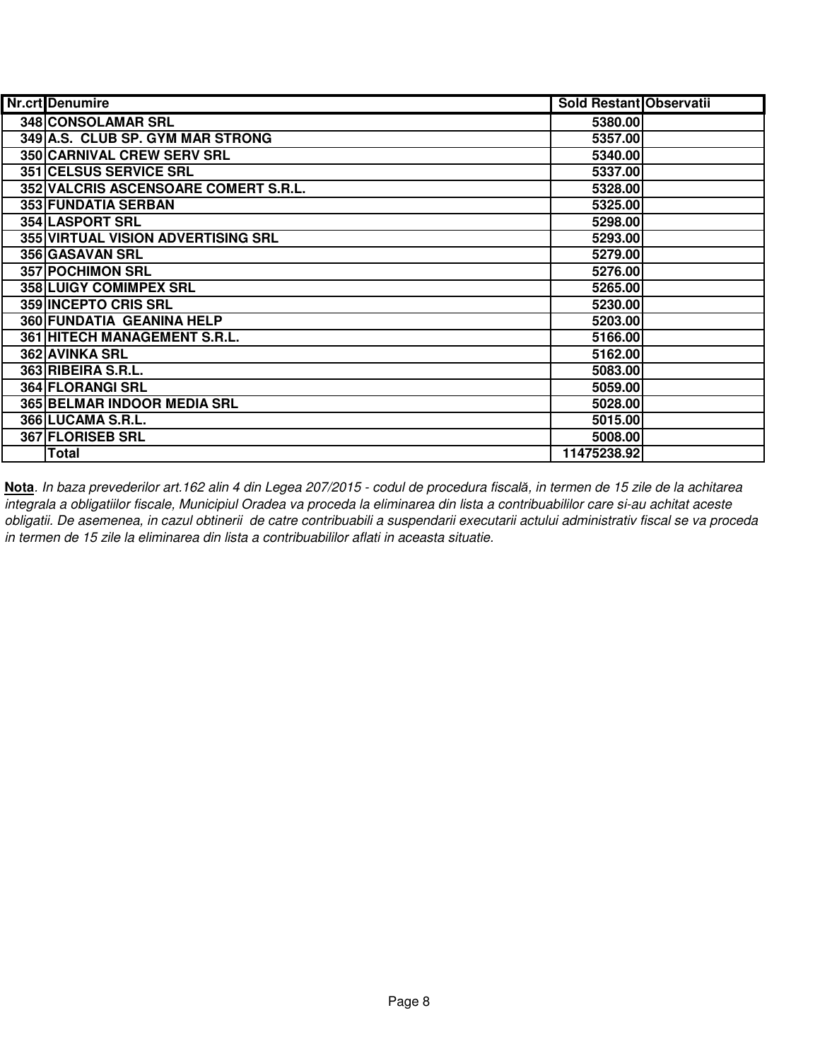| Nr.crt | Denumire | Sold Restant | Observatii |
|---|---|---|---|
| 348 | CONSOLAMAR SRL | 5380.00 | |
| 349 | A.S. CLUB SP. GYM MAR STRONG | 5357.00 | |
| 350 | CARNIVAL CREW SERV SRL | 5340.00 | |
| 351 | CELSUS SERVICE SRL | 5337.00 | |
| 352 | VALCRIS ASCENSOARE COMERT S.R.L. | 5328.00 | |
| 353 | FUNDATIA SERBAN | 5325.00 | |
| 354 | LASPORT SRL | 5298.00 | |
| 355 | VIRTUAL VISION ADVERTISING SRL | 5293.00 | |
| 356 | GASAVAN SRL | 5279.00 | |
| 357 | POCHIMON SRL | 5276.00 | |
| 358 | LUIGY COMIMPEX SRL | 5265.00 | |
| 359 | INCEPTO CRIS SRL | 5230.00 | |
| 360 | FUNDATIA GEANINA HELP | 5203.00 | |
| 361 | HITECH MANAGEMENT S.R.L. | 5166.00 | |
| 362 | AVINKA SRL | 5162.00 | |
| 363 | RIBEIRA S.R.L. | 5083.00 | |
| 364 | FLORANGI SRL | 5059.00 | |
| 365 | BELMAR INDOOR MEDIA SRL | 5028.00 | |
| 366 | LUCAMA S.R.L. | 5015.00 | |
| 367 | FLORISEB SRL | 5008.00 | |
| | Total | 11475238.92 | |

**Nota**. *In baza prevederilor art.162 alin 4 din Legea 207/2015 - codul de procedura fiscală, in termen de 15 zile de la achitarea integrala a obligatiilor fiscale, Municipiul Oradea va proceda la eliminarea din lista a contribuabililor care si-au achitat aceste obligatii. De asemenea, in cazul obtinerii de catre contribuabili a suspendarii executarii actului administrativ fiscal se va proceda in termen de 15 zile la eliminarea din lista a contribuabililor aflati in aceasta situatie.*